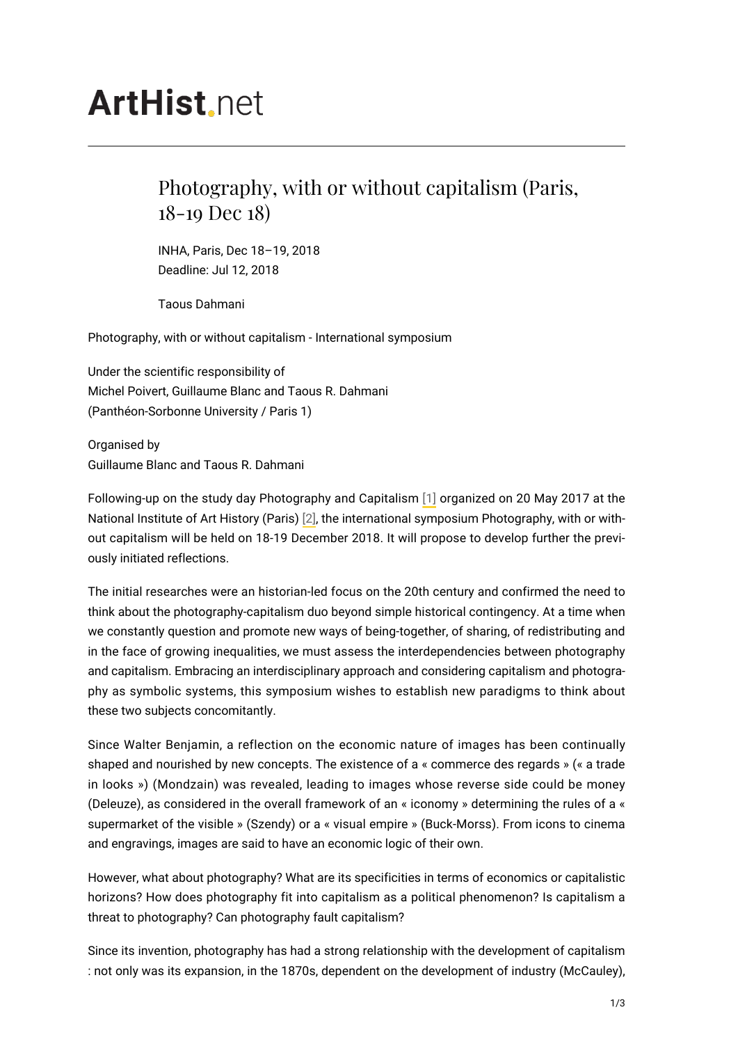# ArtHist.net

## Photography, with or without capitalism (Paris, 18-19 Dec 18)

INHA, Paris, Dec 18–19, 2018
Deadline: Jul 12, 2018

Taous Dahmani

Photography, with or without capitalism - International symposium

Under the scientific responsibility of
Michel Poivert, Guillaume Blanc and Taous R. Dahmani
(Panthéon-Sorbonne University / Paris 1)

Organised by
Guillaume Blanc and Taous R. Dahmani

Following-up on the study day Photography and Capitalism [1] organized on 20 May 2017 at the National Institute of Art History (Paris) [2], the international symposium Photography, with or without capitalism will be held on 18-19 December 2018. It will propose to develop further the previously initiated reflections.

The initial researches were an historian-led focus on the 20th century and confirmed the need to think about the photography-capitalism duo beyond simple historical contingency. At a time when we constantly question and promote new ways of being-together, of sharing, of redistributing and in the face of growing inequalities, we must assess the interdependencies between photography and capitalism. Embracing an interdisciplinary approach and considering capitalism and photography as symbolic systems, this symposium wishes to establish new paradigms to think about these two subjects concomitantly.

Since Walter Benjamin, a reflection on the economic nature of images has been continually shaped and nourished by new concepts. The existence of a « commerce des regards » (« a trade in looks ») (Mondzain) was revealed, leading to images whose reverse side could be money (Deleuze), as considered in the overall framework of an « iconomy » determining the rules of a « supermarket of the visible » (Szendy) or a « visual empire » (Buck-Morss). From icons to cinema and engravings, images are said to have an economic logic of their own.

However, what about photography? What are its specificities in terms of economics or capitalistic horizons? How does photography fit into capitalism as a political phenomenon? Is capitalism a threat to photography? Can photography fault capitalism?

Since its invention, photography has had a strong relationship with the development of capitalism : not only was its expansion, in the 1870s, dependent on the development of industry (McCauley),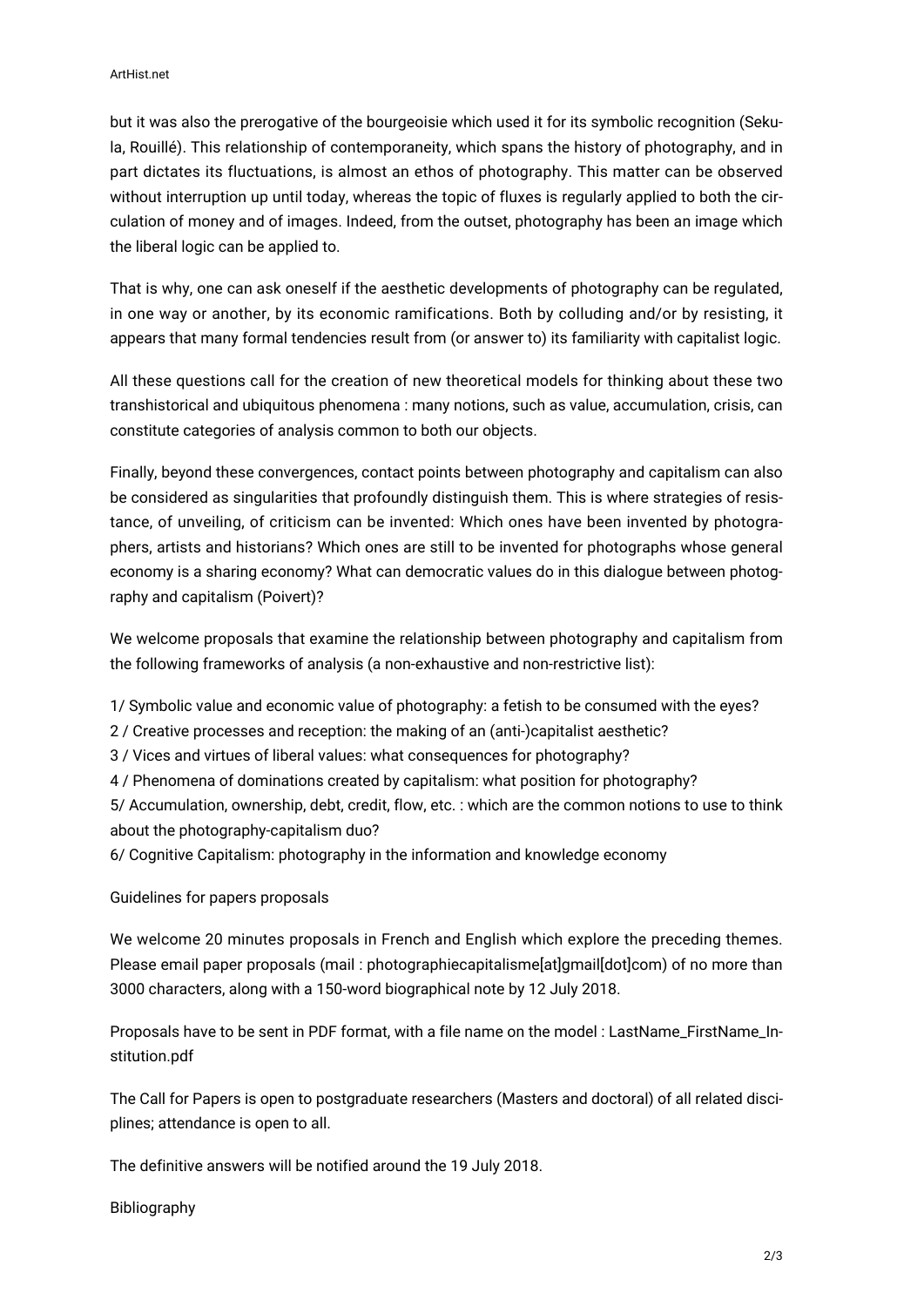but it was also the prerogative of the bourgeoisie which used it for its symbolic recognition (Sekula, Rouillé). This relationship of contemporaneity, which spans the history of photography, and in part dictates its fluctuations, is almost an ethos of photography. This matter can be observed without interruption up until today, whereas the topic of fluxes is regularly applied to both the circulation of money and of images. Indeed, from the outset, photography has been an image which the liberal logic can be applied to.

That is why, one can ask oneself if the aesthetic developments of photography can be regulated, in one way or another, by its economic ramifications. Both by colluding and/or by resisting, it appears that many formal tendencies result from (or answer to) its familiarity with capitalist logic.

All these questions call for the creation of new theoretical models for thinking about these two transhistorical and ubiquitous phenomena : many notions, such as value, accumulation, crisis, can constitute categories of analysis common to both our objects.

Finally, beyond these convergences, contact points between photography and capitalism can also be considered as singularities that profoundly distinguish them. This is where strategies of resistance, of unveiling, of criticism can be invented: Which ones have been invented by photographers, artists and historians? Which ones are still to be invented for photographs whose general economy is a sharing economy? What can democratic values do in this dialogue between photography and capitalism (Poivert)?

We welcome proposals that examine the relationship between photography and capitalism from the following frameworks of analysis (a non-exhaustive and non-restrictive list):

1/ Symbolic value and economic value of photography: a fetish to be consumed with the eyes?
2 / Creative processes and reception: the making of an (anti-)capitalist aesthetic?
3 / Vices and virtues of liberal values: what consequences for photography?
4 / Phenomena of dominations created by capitalism: what position for photography?
5/ Accumulation, ownership, debt, credit, flow, etc. : which are the common notions to use to think about the photography-capitalism duo?
6/ Cognitive Capitalism: photography in the information and knowledge economy

Guidelines for papers proposals

We welcome 20 minutes proposals in French and English which explore the preceding themes. Please email paper proposals (mail : photographiecapitalisme[at]gmail[dot]com) of no more than 3000 characters, along with a 150-word biographical note by 12 July 2018.

Proposals have to be sent in PDF format, with a file name on the model : LastName_FirstName_Institution.pdf

The Call for Papers is open to postgraduate researchers (Masters and doctoral) of all related disciplines; attendance is open to all.

The definitive answers will be notified around the 19 July 2018.

Bibliography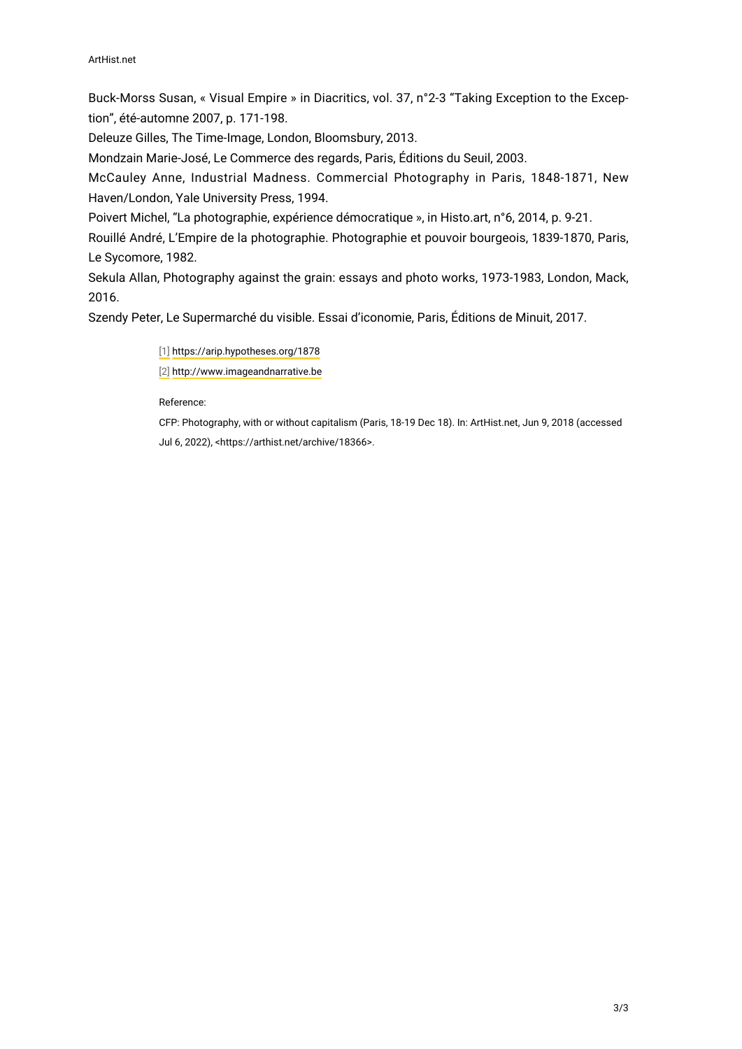Buck-Morss Susan, « Visual Empire » in Diacritics, vol. 37, n°2-3 “Taking Exception to the Exception”, été-automne 2007, p. 171-198.

Deleuze Gilles, The Time-Image, London, Bloomsbury, 2013.

Mondzain Marie-José, Le Commerce des regards, Paris, Éditions du Seuil, 2003.

McCauley Anne, Industrial Madness. Commercial Photography in Paris, 1848-1871, New Haven/London, Yale University Press, 1994.

Poivert Michel, “La photographie, expérience démocratique », in Histo.art, n°6, 2014, p. 9-21.

Rouillé André, L’Empire de la photographie. Photographie et pouvoir bourgeois, 1839-1870, Paris, Le Sycomore, 1982.

Sekula Allan, Photography against the grain: essays and photo works, 1973-1983, London, Mack, 2016.

Szendy Peter, Le Supermarché du visible. Essai d’iconomie, Paris, Éditions de Minuit, 2017.

[1] https://arip.hypotheses.org/1878

[2] http://www.imageandnarrative.be

Reference:

CFP: Photography, with or without capitalism (Paris, 18-19 Dec 18). In: ArtHist.net, Jun 9, 2018 (accessed Jul 6, 2022), <https://arthist.net/archive/18366>.